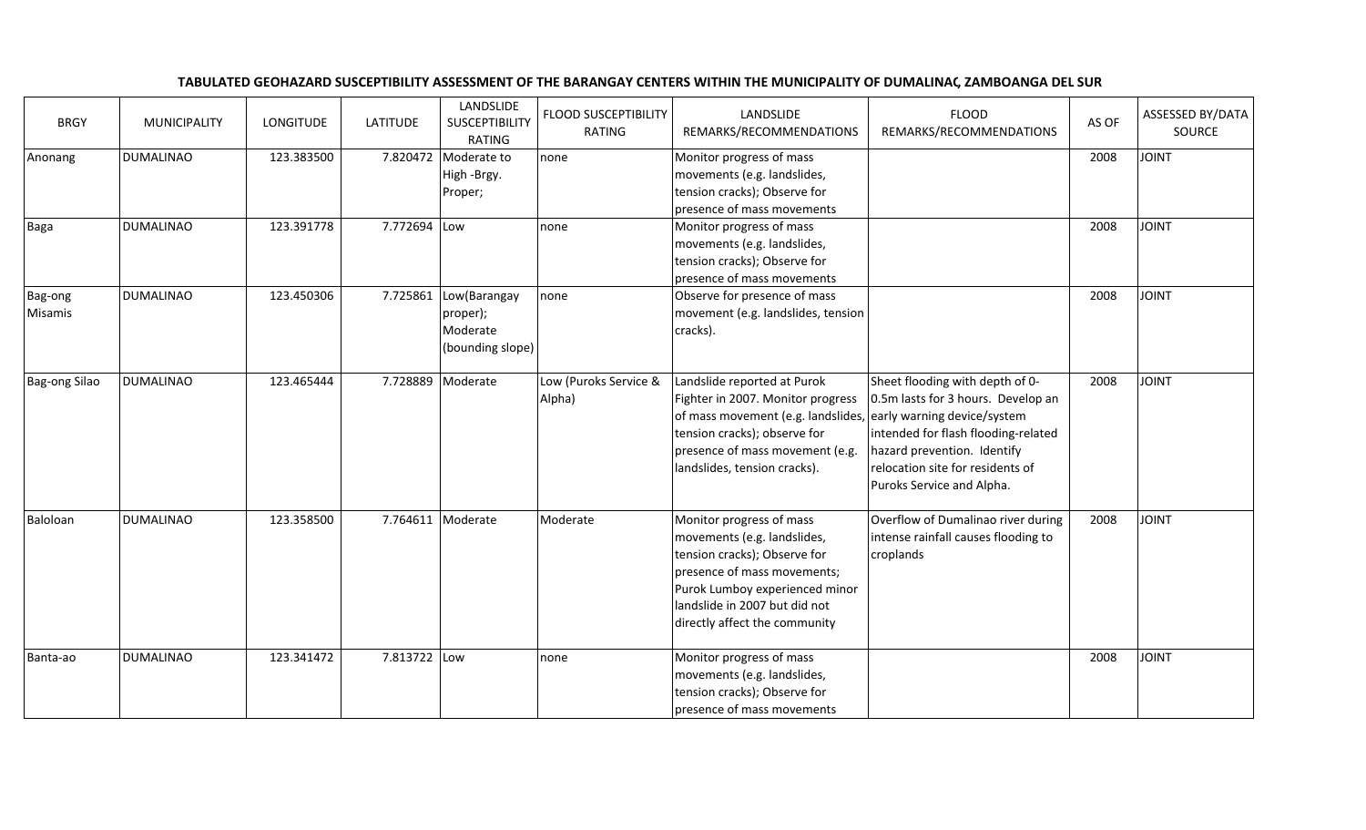# TABULATED GEOHAZARD SUSCEPTIBILITY ASSESSMENT OF THE BARANGAY CENTERS WITHIN THE MUNICIPALITY OF DUMALINAO, ZAMBOANGA DEL SUR

| BRGY | MUNICIPALITY | LONGITUDE | LATITUDE | LANDSLIDE SUSCEPTIBILITY RATING | FLOOD SUSCEPTIBILITY RATING | LANDSLIDE REMARKS/RECOMMENDATIONS | FLOOD REMARKS/RECOMMENDATIONS | AS OF | ASSESSED BY/DATA SOURCE |
|---|---|---|---|---|---|---|---|---|---|
| Anonang | DUMALINAO | 123.383500 | 7.820472 | Moderate to High -Brgy. Proper; | none | Monitor progress of mass movements (e.g. landslides, tension cracks); Observe for presence of mass movements | | 2008 | JOINT |
| Baga | DUMALINAO | 123.391778 | 7.772694 | Low | none | Monitor progress of mass movements (e.g. landslides, tension cracks); Observe for presence of mass movements | | 2008 | JOINT |
| Bag-ong Misamis | DUMALINAO | 123.450306 | 7.725861 | Low(Barangay proper); Moderate (bounding slope) | none | Observe for presence of mass movement (e.g. landslides, tension cracks). | | 2008 | JOINT |
| Bag-ong Silao | DUMALINAO | 123.465444 | 7.728889 | Moderate | Low (Puroks Service & Alpha) | Landslide reported at Purok Fighter in 2007. Monitor progress of mass movement (e.g. landslides, tension cracks); observe for presence of mass movement (e.g. landslides, tension cracks). | Sheet flooding with depth of 0-0.5m lasts for 3 hours. Develop an early warning device/system intended for flash flooding-related hazard prevention. Identify relocation site for residents of Puroks Service and Alpha. | 2008 | JOINT |
| Baloloan | DUMALINAO | 123.358500 | 7.764611 | Moderate | Moderate | Monitor progress of mass movements (e.g. landslides, tension cracks); Observe for presence of mass movements; Purok Lumboy experienced minor landslide in 2007 but did not directly affect the community | Overflow of Dumalinao river during intense rainfall causes flooding to croplands | 2008 | JOINT |
| Banta-ao | DUMALINAO | 123.341472 | 7.813722 | Low | none | Monitor progress of mass movements (e.g. landslides, tension cracks); Observe for presence of mass movements | | 2008 | JOINT |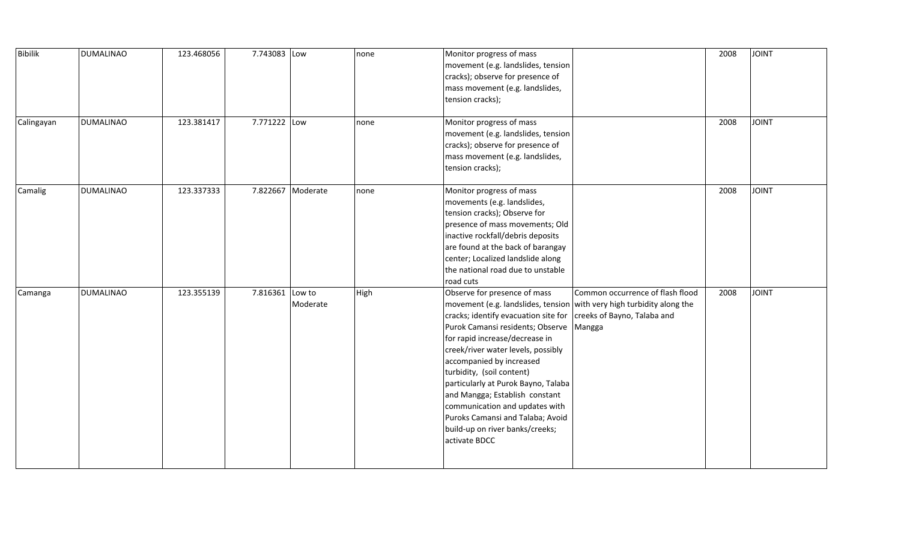| | | | | | | | | | |
|---|---|---|---|---|---|---|---|---|---|
| Bibilik | DUMALINAO | 123.468056 | 7.743083 | Low | none | Monitor progress of mass movement (e.g. landslides, tension cracks); observe for presence of mass movement (e.g. landslides, tension cracks); | | 2008 | JOINT |
| Calingayan | DUMALINAO | 123.381417 | 7.771222 | Low | none | Monitor progress of mass movement (e.g. landslides, tension cracks); observe for presence of mass movement (e.g. landslides, tension cracks); | | 2008 | JOINT |
| Camalig | DUMALINAO | 123.337333 | 7.822667 | Moderate | none | Monitor progress of mass movements (e.g. landslides, tension cracks); Observe for presence of mass movements; Old inactive rockfall/debris deposits are found at the back of barangay center; Localized landslide along the national road due to unstable road cuts | | 2008 | JOINT |
| Camanga | DUMALINAO | 123.355139 | 7.816361 | Low to Moderate | High | Observe for presence of mass movement (e.g. landslides, tension cracks; identify evacuation site for Purok Camansi residents; Observe for rapid increase/decrease in creek/river water levels, possibly accompanied by increased turbidity, (soil content) particularly at Purok Bayno, Talaba and Mangga; Establish constant communication and updates with Puroks Camansi and Talaba; Avoid build-up on river banks/creeks; activate BDCC | Common occurrence of flash flood with very high turbidity along the creeks of Bayno, Talaba and Mangga | 2008 | JOINT |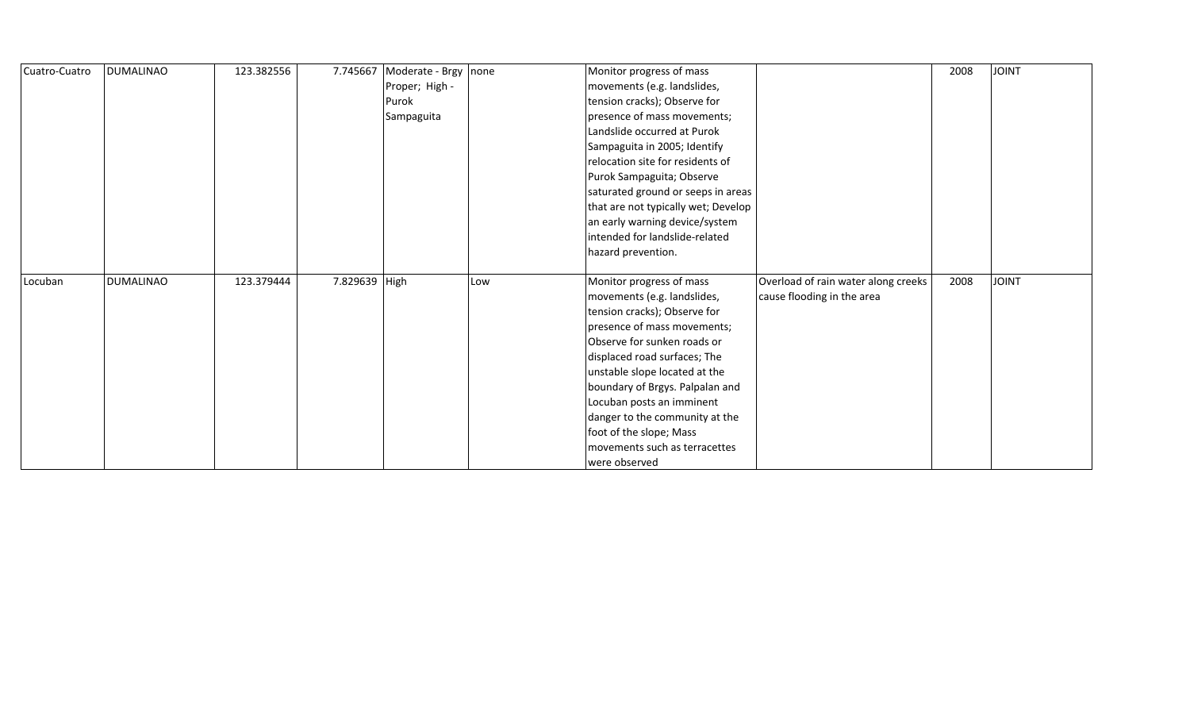| | | | | | | | | | |
|---|---|---|---|---|---|---|---|---|---|
| Cuatro-Cuatro | DUMALINAO | 123.382556 | 7.745667 | Moderate - Brgy Proper; High - Purok Sampaguita | none | Monitor progress of mass movements (e.g. landslides, tension cracks); Observe for presence of mass movements; Landslide occurred at Purok Sampaguita in 2005; Identify relocation site for residents of Purok Sampaguita; Observe saturated ground or seeps in areas that are not typically wet; Develop an early warning device/system intended for landslide-related hazard prevention. | | 2008 | JOINT |
| Locuban | DUMALINAO | 123.379444 | 7.829639 | High | Low | Monitor progress of mass movements (e.g. landslides, tension cracks); Observe for presence of mass movements; Observe for sunken roads or displaced road surfaces; The unstable slope located at the boundary of Brgys. Palpalan and Locuban posts an imminent danger to the community at the foot of the slope; Mass movements such as terracettes were observed | Overload of rain water along creeks cause flooding in the area | 2008 | JOINT |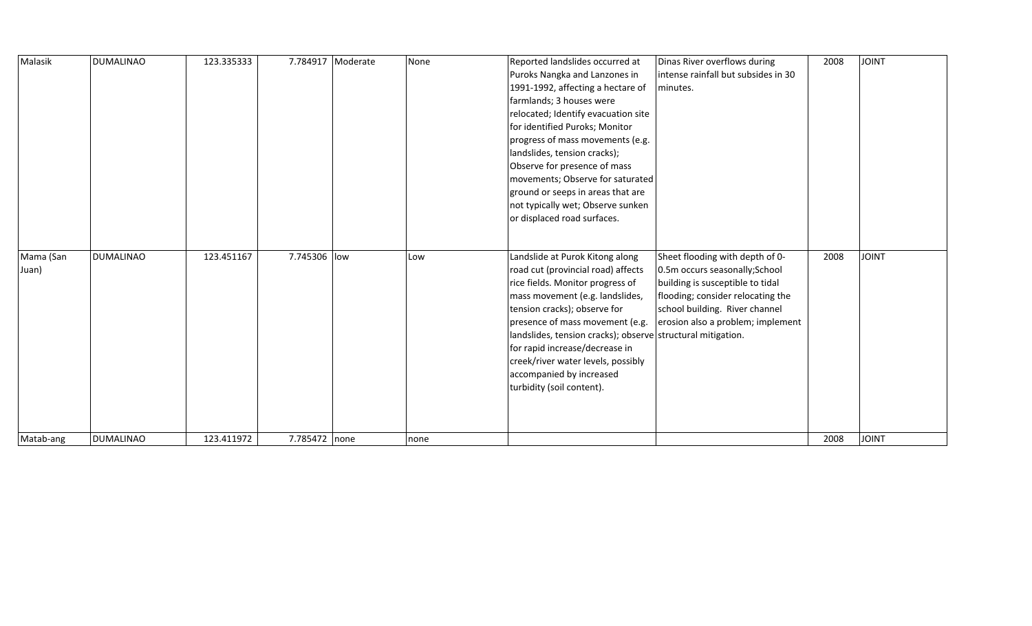| Malasik | DUMALINAO | 123.335333 | 7.784917 | Moderate | None | Reported landslides occurred at Puroks Nangka and Lanzones in 1991-1992, affecting a hectare of farmlands; 3 houses were relocated; Identify evacuation site for identified Puroks; Monitor progress of mass movements (e.g. landslides, tension cracks); Observe for presence of mass movements; Observe for saturated ground or seeps in areas that are not typically wet; Observe sunken or displaced road surfaces. | Dinas River overflows during intense rainfall but subsides in 30 minutes. | 2008 | JOINT |
|---|---|---|---|---|---|---|---|---|---|
| Mama (San Juan) | DUMALINAO | 123.451167 | 7.745306 | low | Low | Landslide at Purok Kitong along road cut (provincial road) affects rice fields. Monitor progress of mass movement (e.g. landslides, tension cracks); observe for presence of mass movement (e.g. landslides, tension cracks); observe for rapid increase/decrease in creek/river water levels, possibly accompanied by increased turbidity (soil content). | Sheet flooding with depth of 0-0.5m occurs seasonally;School building is susceptible to tidal flooding; consider relocating the school building. River channel erosion also a problem; implement structural mitigation. | 2008 | JOINT |
| Matab-ang | DUMALINAO | 123.411972 | 7.785472 | none | none | | | 2008 | JOINT |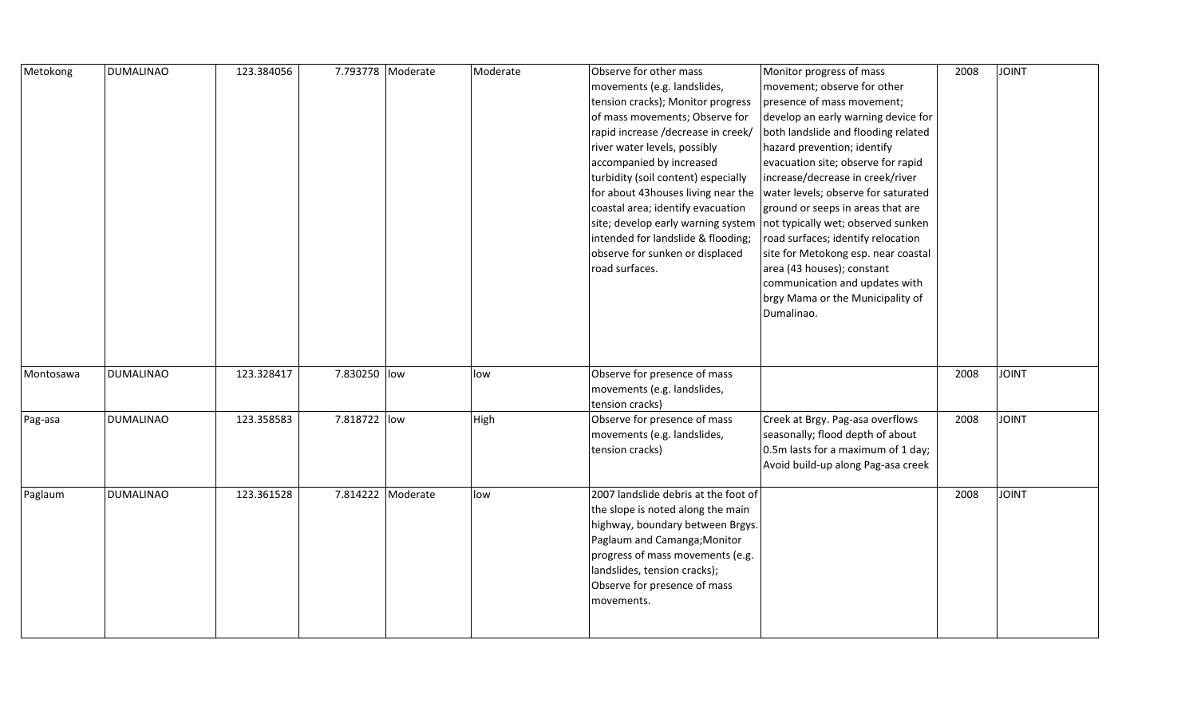| Metokong | DUMALINAO | 123.384056 | 7.793778 | Moderate | Moderate | Observe for other mass movements (e.g. landslides, tension cracks); Monitor progress of mass movements; Observe for rapid increase /decrease in creek/ river water levels, possibly accompanied by increased turbidity (soil content) especially for about 43houses living near the coastal area; identify evacuation site; develop early warning system intended for landslide & flooding; observe for sunken or displaced road surfaces. | Monitor progress of mass movement; observe for other presence of mass movement; develop an early warning device for both landslide and flooding related hazard prevention; identify evacuation site; observe for rapid increase/decrease in creek/river water levels; observe for saturated ground or seeps in areas that are not typically wet; observed sunken road surfaces; identify relocation site for Metokong esp. near coastal area (43 houses); constant communication and updates with brgy Mama or the Municipality of Dumalinao. | 2008 | JOINT |
|---|---|---|---|---|---|---|---|---|---|
| Montosawa | DUMALINAO | 123.328417 | 7.830250 | low | low | Observe for presence of mass movements (e.g. landslides, tension cracks) | | 2008 | JOINT |
| Pag-asa | DUMALINAO | 123.358583 | 7.818722 | low | High | Observe for presence of mass movements (e.g. landslides, tension cracks) | Creek at Brgy. Pag-asa overflows seasonally; flood depth of about 0.5m lasts for a maximum of 1 day; Avoid build-up along Pag-asa creek | 2008 | JOINT |
| Paglaum | DUMALINAO | 123.361528 | 7.814222 | Moderate | low | 2007 landslide debris at the foot of the slope is noted along the main highway, boundary between Brgys. Paglaum and Camanga;Monitor progress of mass movements (e.g. landslides, tension cracks); Observe for presence of mass movements. | | 2008 | JOINT |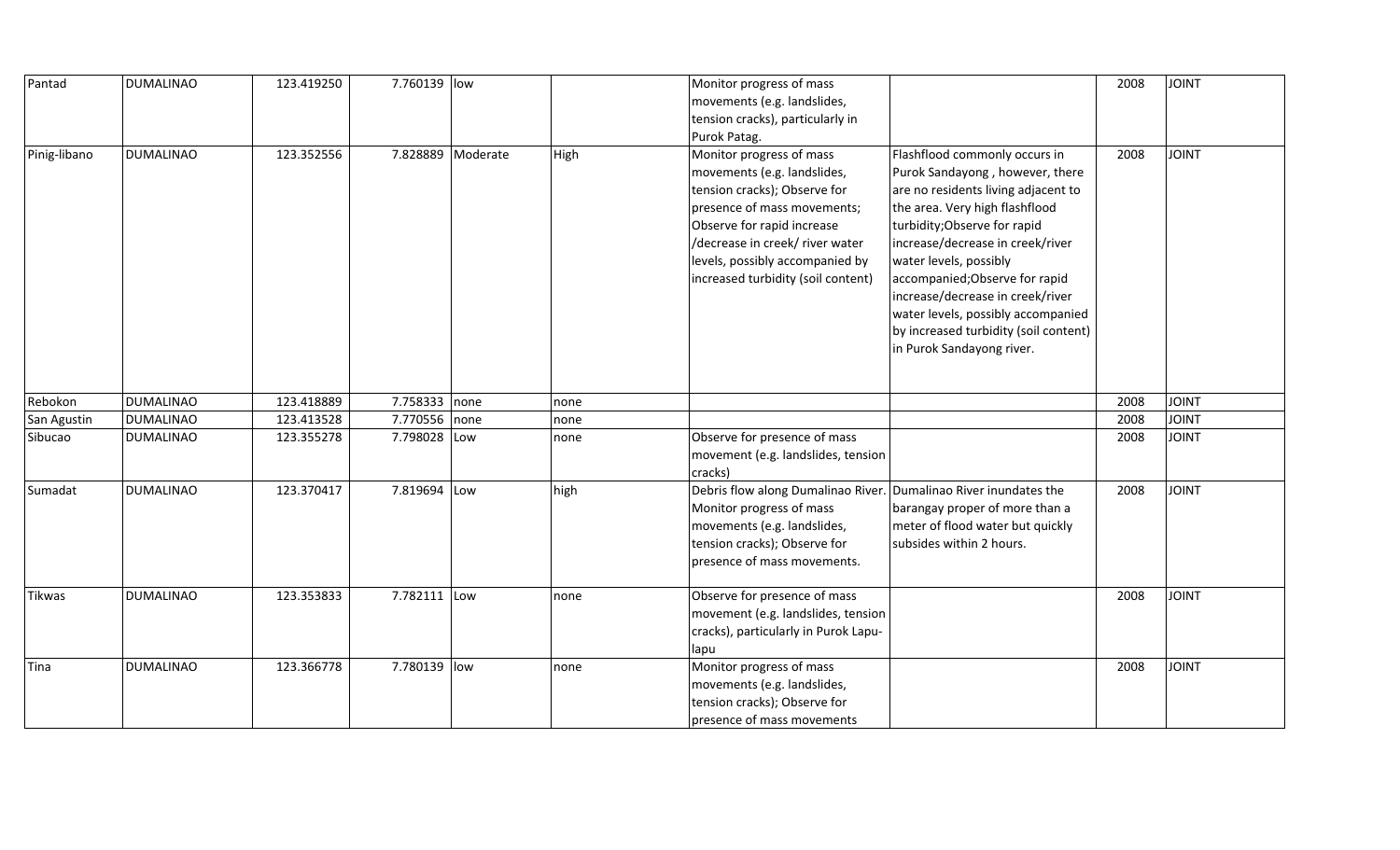| | | | | | | | | | |
|---|---|---|---|---|---|---|---|---|---|
| Pantad | DUMALINAO | 123.419250 | 7.760139 | low | | Monitor progress of mass movements (e.g. landslides, tension cracks), particularly in Purok Patag. | | 2008 | JOINT |
| Pinig-libano | DUMALINAO | 123.352556 | 7.828889 | Moderate | High | Monitor progress of mass movements (e.g. landslides, tension cracks); Observe for presence of mass movements; Observe for rapid increase /decrease in creek/ river water levels, possibly accompanied by increased turbidity (soil content) | Flashflood commonly occurs in Purok Sandayong , however, there are no residents living adjacent to the area. Very high flashflood turbidity;Observe for rapid increase/decrease in creek/river water levels, possibly accompanied;Observe for rapid increase/decrease in creek/river water levels, possibly accompanied by increased turbidity (soil content) in Purok Sandayong river. | 2008 | JOINT |
| Rebokon | DUMALINAO | 123.418889 | 7.758333 | none | none | | | 2008 | JOINT |
| San Agustin | DUMALINAO | 123.413528 | 7.770556 | none | none | | | 2008 | JOINT |
| Sibucao | DUMALINAO | 123.355278 | 7.798028 | Low | none | Observe for presence of mass movement (e.g. landslides, tension cracks) | | 2008 | JOINT |
| Sumadat | DUMALINAO | 123.370417 | 7.819694 | Low | high | Debris flow along Dumalinao River. Monitor progress of mass movements (e.g. landslides, tension cracks); Observe for presence of mass movements. | Dumalinao River inundates the barangay proper of more than a meter of flood water but quickly subsides within 2 hours. | 2008 | JOINT |
| Tikwas | DUMALINAO | 123.353833 | 7.782111 | Low | none | Observe for presence of mass movement (e.g. landslides, tension cracks), particularly in Purok Lapu-lapu | | 2008 | JOINT |
| Tina | DUMALINAO | 123.366778 | 7.780139 | low | none | Monitor progress of mass movements (e.g. landslides, tension cracks); Observe for presence of mass movements | | 2008 | JOINT |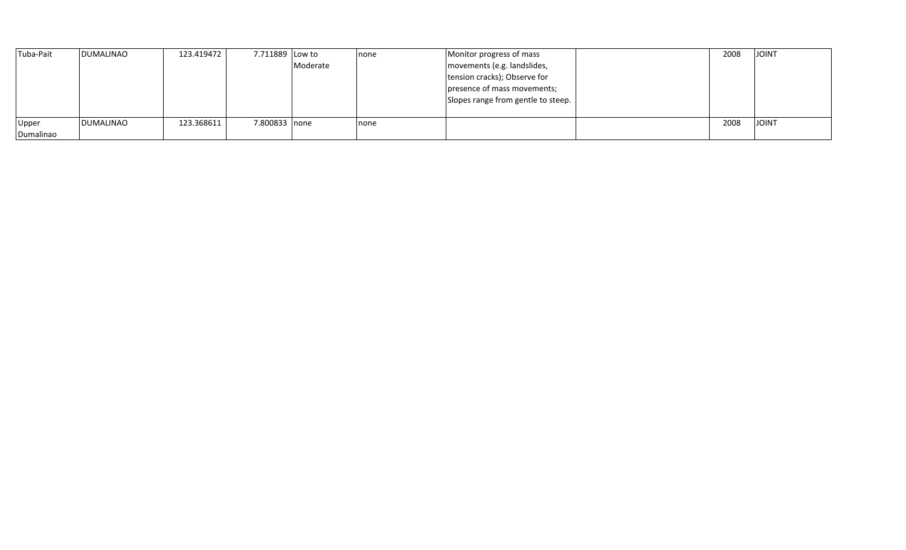| | | | | | | | | | |
|---|---|---|---|---|---|---|---|---|---|
| Tuba-Pait | DUMALINAO | 123.419472 | 7.711889 | Low to Moderate | none | Monitor progress of mass movements (e.g. landslides, tension cracks); Observe for presence of mass movements; Slopes range from gentle to steep. | | 2008 | JOINT |
| Upper Dumalinao | DUMALINAO | 123.368611 | 7.800833 | none | none | | | 2008 | JOINT |